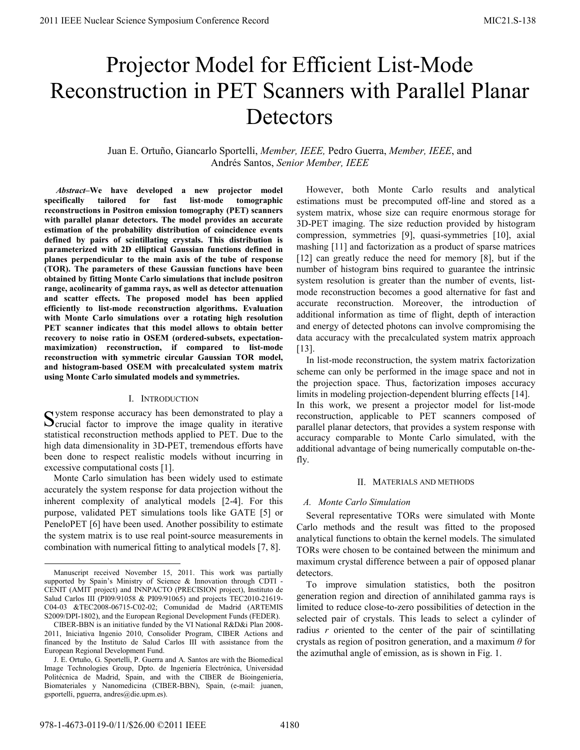# Projector Model for Efficient List-Mode Reconstruction in PET Scanners with Parallel Planar Detectors

Juan E. Ortuño, Giancarlo Sportelli, *Member, IEEE,* Pedro Guerra, *Member, IEEE*, and Andrés Santos, *Senior Member, IEEE*

***Abstract*–We have developed a new projector model specifically tailored for fast list-mode tomographic reconstructions in Positron emission tomography (PET) scanners with parallel planar detectors. The model provides an accurate estimation of the probability distribution of coincidence events defined by pairs of scintillating crystals. This distribution is parameterized with 2D elliptical Gaussian functions defined in planes perpendicular to the main axis of the tube of response (TOR). The parameters of these Gaussian functions have been obtained by fitting Monte Carlo simulations that include positron range, acolinearity of gamma rays, as well as detector attenuation and scatter effects. The proposed model has been applied efficiently to list-mode reconstruction algorithms. Evaluation with Monte Carlo simulations over a rotating high resolution PET scanner indicates that this model allows to obtain better recovery to noise ratio in OSEM (ordered-subsets, expectation-maximization) reconstruction, if compared to list-mode reconstruction with symmetric circular Gaussian TOR model, and histogram-based OSEM with precalculated system matrix using Monte Carlo simulated models and symmetries.**

## I. Introduction

System response accuracy has been demonstrated to play a crucial factor to improve the image quality in iterative statistical reconstruction methods applied to PET. Due to the high data dimensionality in 3D-PET, tremendous efforts have been done to respect realistic models without incurring in excessive computational costs [1].

Monte Carlo simulation has been widely used to estimate accurately the system response for data projection without the inherent complexity of analytical models [2-4]. For this purpose, validated PET simulations tools like GATE [5] or PeneloPET [6] have been used. Another possibility to estimate the system matrix is to use real point-source measurements in combination with numerical fitting to analytical models [7, 8].

However, both Monte Carlo results and analytical estimations must be precomputed off-line and stored as a system matrix, whose size can require enormous storage for 3D-PET imaging. The size reduction provided by histogram compression, symmetries [9], quasi-symmetries [10], axial mashing [11] and factorization as a product of sparse matrices [12] can greatly reduce the need for memory [8], but if the number of histogram bins required to guarantee the intrinsic system resolution is greater than the number of events, list-mode reconstruction becomes a good alternative for fast and accurate reconstruction. Moreover, the introduction of additional information as time of flight, depth of interaction and energy of detected photons can involve compromising the data accuracy with the precalculated system matrix approach [13].

In list-mode reconstruction, the system matrix factorization scheme can only be performed in the image space and not in the projection space. Thus, factorization imposes accuracy limits in modeling projection-dependent blurring effects [14].

In this work, we present a projector model for list-mode reconstruction, applicable to PET scanners composed of parallel planar detectors, that provides a system response with accuracy comparable to Monte Carlo simulated, with the additional advantage of being numerically computable on-the-fly.

## II. Materials and Methods

### *A. Monte Carlo Simulation*

Several representative TORs were simulated with Monte Carlo methods and the result was fitted to the proposed analytical functions to obtain the kernel models. The simulated TORs were chosen to be contained between the minimum and maximum crystal difference between a pair of opposed planar detectors.

To improve simulation statistics, both the positron generation region and direction of annihilated gamma rays is limited to reduce close-to-zero possibilities of detection in the selected pair of crystals. This leads to select a cylinder of radius $r$ oriented to the center of the pair of scintillating crystals as region of positron generation, and a maximum $\theta$ for the azimuthal angle of emission, as is shown in Fig. 1.

---

Manuscript received November 15, 2011. This work was partially supported by Spain's Ministry of Science & Innovation through CDTI - CENIT (AMIT project) and INNPACTO (PRECISION project), Instituto de Salud Carlos III (PI09/91058 & PI09/91065) and projects TEC2010-21619-C04-03 &TEC2008-06715-C02-02; Comunidad de Madrid (ARTEMIS S2009/DPI-1802), and the European Regional Development Funds (FEDER).

CIBER-BBN is an initiative funded by the VI National R&D&i Plan 2008-2011, Iniciativa Ingenio 2010, Consolider Program, CIBER Actions and financed by the Instituto de Salud Carlos III with assistance from the European Regional Development Fund.

J. E. Ortuño, G. Sportelli, P. Guerra and A. Santos are with the Biomedical Image Technologies Group, Dpto. de Ingeniería Electrónica, Universidad Politécnica de Madrid, Spain, and with the CIBER de Bioingeniería, Biomateriales y Nanomedicina (CIBER-BBN), Spain, (e-mail: juanen, gsportelli, pguerra, andres@die.upm.es).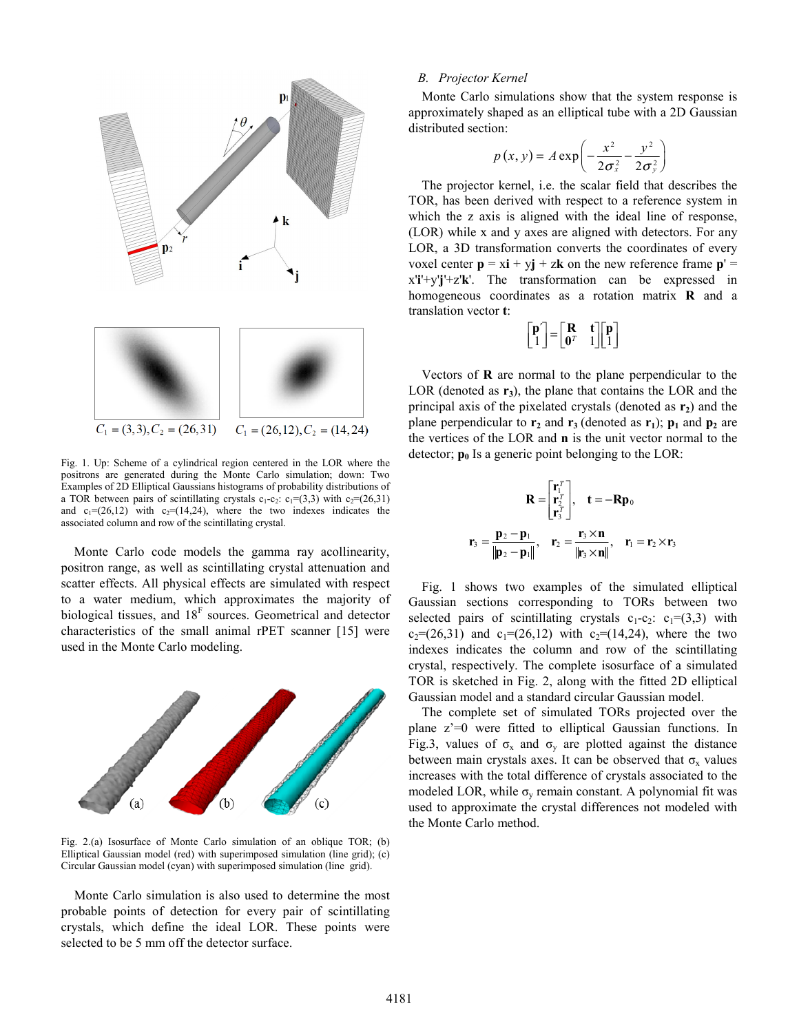Fig. 1. Up: Scheme of a cylindrical region centered in the LOR where the positrons are generated during the Monte Carlo simulation; down: Two Examples of 2D Elliptical Gaussians histograms of probability distributions of a TOR between pairs of scintillating crystals $c_1$-$c_2$: $c_1$=(3,3) with $c_2$=(26,31) and $c_1$=(26,12) with $c_2$=(14,24), where the two indexes indicates the associated column and row of the scintillating crystal.

Monte Carlo code models the gamma ray acollinearity, positron range, as well as scintillating crystal attenuation and scatter effects. All physical effects are simulated with respect to a water medium, which approximates the majority of biological tissues, and $18^F$ sources. Geometrical and detector characteristics of the small animal rPET scanner [15] were used in the Monte Carlo modeling.

Fig. 2.(a) Isosurface of Monte Carlo simulation of an oblique TOR; (b) Elliptical Gaussian model (red) with superimposed simulation (line grid); (c) Circular Gaussian model (cyan) with superimposed simulation (line grid).

Monte Carlo simulation is also used to determine the most probable points of detection for every pair of scintillating crystals, which define the ideal LOR. These points were selected to be 5 mm off the detector surface.

### B. Projector Kernel

Monte Carlo simulations show that the system response is approximately shaped as an elliptical tube with a 2D Gaussian distributed section:

$$p(x, y) = A \exp\left(-\frac{x^2}{2\sigma_x^2} - \frac{y^2}{2\sigma_y^2}\right)$$

The projector kernel, i.e. the scalar field that describes the TOR, has been derived with respect to a reference system in which the z axis is aligned with the ideal line of response, (LOR) while x and y axes are aligned with detectors. For any LOR, a 3D transformation converts the coordinates of every voxel center $\mathbf{p} = x\mathbf{i} + y\mathbf{j} + z\mathbf{k}$ on the new reference frame $\mathbf{p}' = x'\mathbf{i}' + y'\mathbf{j}' + z'\mathbf{k}'$. The transformation can be expressed in homogeneous coordinates as a rotation matrix $\mathbf{R}$ and a translation vector $\mathbf{t}$:

$$\begin{bmatrix} \mathbf{p}' \\ 1 \end{bmatrix} = \begin{bmatrix} \mathbf{R} & \mathbf{t} \\ \mathbf{0}^T & 1 \end{bmatrix} \begin{bmatrix} \mathbf{p} \\ 1 \end{bmatrix}$$

Vectors of $\mathbf{R}$ are normal to the plane perpendicular to the LOR (denoted as $\mathbf{r}_3$), the plane that contains the LOR and the principal axis of the pixelated crystals (denoted as $\mathbf{r}_2$) and the plane perpendicular to $\mathbf{r}_2$ and $\mathbf{r}_3$ (denoted as $\mathbf{r}_1$); $\mathbf{p}_1$ and $\mathbf{p}_2$ are the vertices of the LOR and $\mathbf{n}$ is the unit vector normal to the detector; $\mathbf{p}_0$ Is a generic point belonging to the LOR:

$$\mathbf{R} = \begin{bmatrix} \mathbf{r}_1^T \\ \mathbf{r}_2^T \\ \mathbf{r}_3^T \end{bmatrix}, \quad \mathbf{t} = -\mathbf{R}\mathbf{p}_0$$

$$\mathbf{r}_3 = \frac{\mathbf{p}_2 - \mathbf{p}_1}{\|\mathbf{p}_2 - \mathbf{p}_1\|}, \quad \mathbf{r}_2 = \frac{\mathbf{r}_3 \times \mathbf{n}}{\|\mathbf{r}_3 \times \mathbf{n}\|}, \quad \mathbf{r}_1 = \mathbf{r}_2 \times \mathbf{r}_3$$

Fig. 1 shows two examples of the simulated elliptical Gaussian sections corresponding to TORs between two selected pairs of scintillating crystals $c_1$-$c_2$: $c_1$=(3,3) with $c_2$=(26,31) and $c_1$=(26,12) with $c_2$=(14,24), where the two indexes indicates the column and row of the scintillating crystal, respectively. The complete isosurface of a simulated TOR is sketched in Fig. 2, along with the fitted 2D elliptical Gaussian model and a standard circular Gaussian model.

The complete set of simulated TORs projected over the plane z'=0 were fitted to elliptical Gaussian functions. In Fig.3, values of $\sigma_x$ and $\sigma_y$ are plotted against the distance between main crystals axes. It can be observed that $\sigma_x$ values increases with the total difference of crystals associated to the modeled LOR, while $\sigma_y$ remain constant. A polynomial fit was used to approximate the crystal differences not modeled with the Monte Carlo method.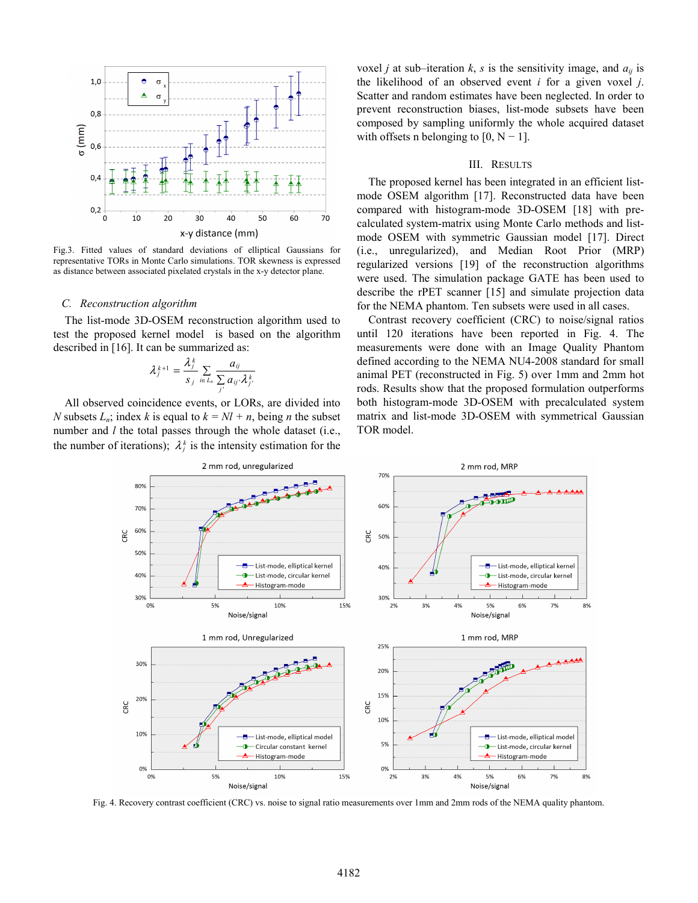Fig.3. Fitted values of standard deviations of elliptical Gaussians for representative TORs in Monte Carlo simulations. TOR skewness is expressed as distance between associated pixelated crystals in the x-y detector plane.

### C. *Reconstruction algorithm*

The list-mode 3D-OSEM reconstruction algorithm used to test the proposed kernel model is based on the algorithm described in [16]. It can be summarized as:

$$\lambda_j^{k+1} = \frac{\lambda_j^k}{s_j} \sum_{i \in L_n} \frac{a_{ij}}{\sum_{j'} a_{ij'} \lambda_{j'}^k}$$

All observed coincidence events, or LORs, are divided into $N$ subsets $L_n$; index $k$ is equal to $k = Nl + n$, being $n$ the subset number and $l$ the total passes through the whole dataset (i.e., the number of iterations); $\lambda_j^k$ is the intensity estimation for the voxel $j$ at sub–iteration $k$, $s$ is the sensitivity image, and $a_{ij}$ is the likelihood of an observed event $i$ for a given voxel $j$. Scatter and random estimates have been neglected. In order to prevent reconstruction biases, list-mode subsets have been composed by sampling uniformly the whole acquired dataset with offsets n belonging to [0, N − 1].

## III. Results

The proposed kernel has been integrated in an efficient list-mode OSEM algorithm [17]. Reconstructed data have been compared with histogram-mode 3D-OSEM [18] with pre-calculated system-matrix using Monte Carlo methods and list-mode OSEM with symmetric Gaussian model [17]. Direct (i.e., unregularized), and Median Root Prior (MRP) regularized versions [19] of the reconstruction algorithms were used. The simulation package GATE has been used to describe the rPET scanner [15] and simulate projection data for the NEMA phantom. Ten subsets were used in all cases.

Contrast recovery coefficient (CRC) to noise/signal ratios until 120 iterations have been reported in Fig. 4. The measurements were done with an Image Quality Phantom defined according to the NEMA NU4-2008 standard for small animal PET (reconstructed in Fig. 5) over 1mm and 2mm hot rods. Results show that the proposed formulation outperforms both histogram-mode 3D-OSEM with precalculated system matrix and list-mode 3D-OSEM with symmetrical Gaussian TOR model.

Fig. 4. Recovery contrast coefficient (CRC) vs. noise to signal ratio measurements over 1mm and 2mm rods of the NEMA quality phantom.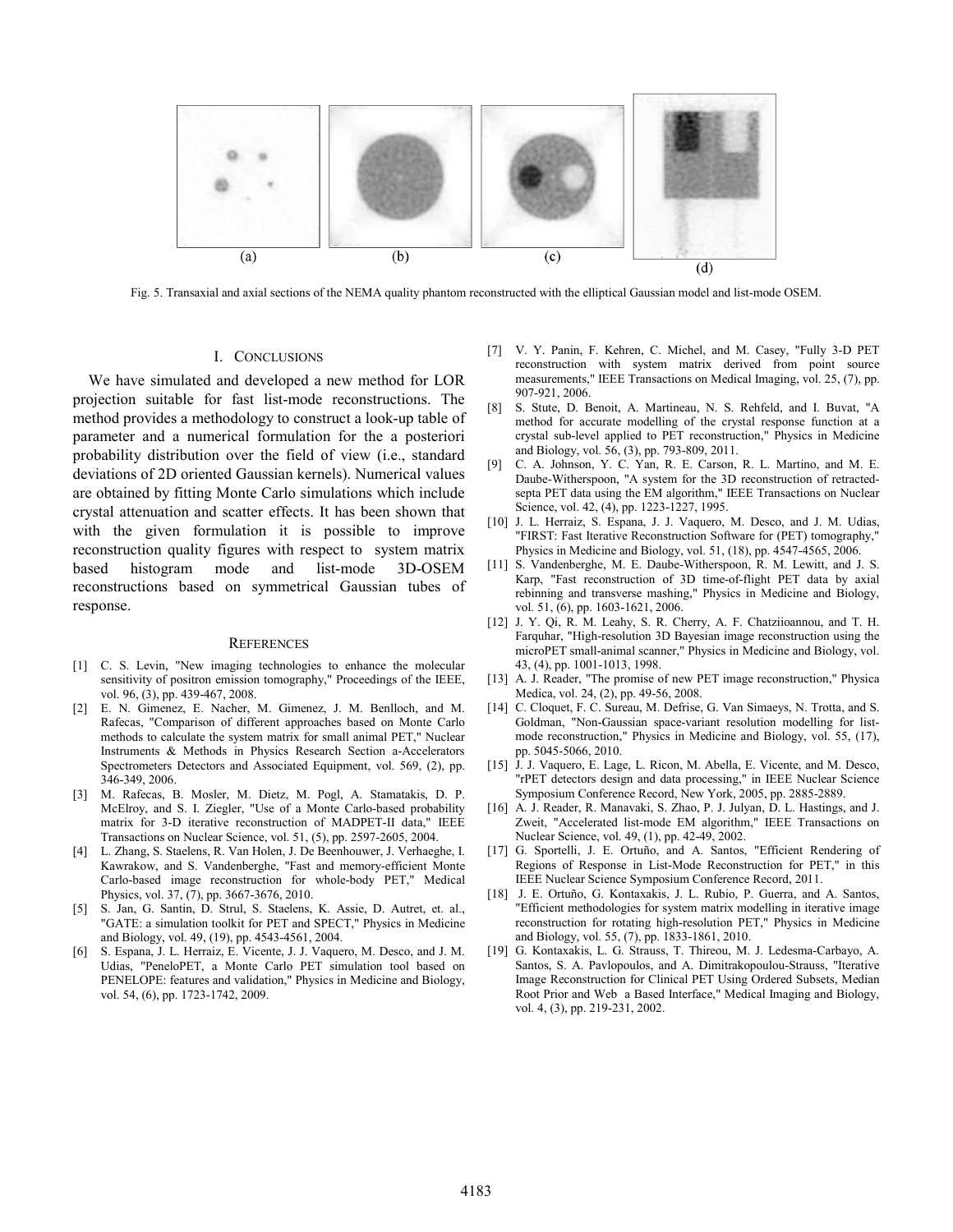(a) (b) (c) (d)

Fig. 5. Transaxial and axial sections of the NEMA quality phantom reconstructed with the elliptical Gaussian model and list-mode OSEM.

## I. Conclusions

We have simulated and developed a new method for LOR projection suitable for fast list-mode reconstructions. The method provides a methodology to construct a look-up table of parameter and a numerical formulation for the a posteriori probability distribution over the field of view (i.e., standard deviations of 2D oriented Gaussian kernels). Numerical values are obtained by fitting Monte Carlo simulations which include crystal attenuation and scatter effects. It has been shown that with the given formulation it is possible to improve reconstruction quality figures with respect to system matrix based histogram mode and list-mode 3D-OSEM reconstructions based on symmetrical Gaussian tubes of response.

## References

[1] C. S. Levin, "New imaging technologies to enhance the molecular sensitivity of positron emission tomography," Proceedings of the IEEE, vol. 96, (3), pp. 439-467, 2008.

[2] E. N. Gimenez, E. Nacher, M. Gimenez, J. M. Benlloch, and M. Rafecas, "Comparison of different approaches based on Monte Carlo methods to calculate the system matrix for small animal PET," Nuclear Instruments & Methods in Physics Research Section a-Accelerators Spectrometers Detectors and Associated Equipment, vol. 569, (2), pp. 346-349, 2006.

[3] M. Rafecas, B. Mosler, M. Dietz, M. Pogl, A. Stamatakis, D. P. McElroy, and S. I. Ziegler, "Use of a Monte Carlo-based probability matrix for 3-D iterative reconstruction of MADPET-II data," IEEE Transactions on Nuclear Science, vol. 51, (5), pp. 2597-2605, 2004.

[4] L. Zhang, S. Staelens, R. Van Holen, J. De Beenhouwer, J. Verhaeghe, I. Kawrakow, and S. Vandenberghe, "Fast and memory-efficient Monte Carlo-based image reconstruction for whole-body PET," Medical Physics, vol. 37, (7), pp. 3667-3676, 2010.

[5] S. Jan, G. Santin, D. Strul, S. Staelens, K. Assie, D. Autret, et. al., "GATE: a simulation toolkit for PET and SPECT," Physics in Medicine and Biology, vol. 49, (19), pp. 4543-4561, 2004.

[6] S. Espana, J. L. Herraiz, E. Vicente, J. J. Vaquero, M. Desco, and J. M. Udias, "PeneloPET, a Monte Carlo PET simulation tool based on PENELOPE: features and validation," Physics in Medicine and Biology, vol. 54, (6), pp. 1723-1742, 2009.

[7] V. Y. Panin, F. Kehren, C. Michel, and M. Casey, "Fully 3-D PET reconstruction with system matrix derived from point source measurements," IEEE Transactions on Medical Imaging, vol. 25, (7), pp. 907-921, 2006.

[8] S. Stute, D. Benoit, A. Martineau, N. S. Rehfeld, and I. Buvat, "A method for accurate modelling of the crystal response function at a crystal sub-level applied to PET reconstruction," Physics in Medicine and Biology, vol. 56, (3), pp. 793-809, 2011.

[9] C. A. Johnson, Y. C. Yan, R. E. Carson, R. L. Martino, and M. E. Daube-Witherspoon, "A system for the 3D reconstruction of retracted-septa PET data using the EM algorithm," IEEE Transactions on Nuclear Science, vol. 42, (4), pp. 1223-1227, 1995.

[10] J. L. Herraiz, S. Espana, J. J. Vaquero, M. Desco, and J. M. Udias, "FIRST: Fast Iterative Reconstruction Software for (PET) tomography," Physics in Medicine and Biology, vol. 51, (18), pp. 4547-4565, 2006.

[11] S. Vandenberghe, M. E. Daube-Witherspoon, R. M. Lewitt, and J. S. Karp, "Fast reconstruction of 3D time-of-flight PET data by axial rebinning and transverse mashing," Physics in Medicine and Biology, vol. 51, (6), pp. 1603-1621, 2006.

[12] J. Y. Qi, R. M. Leahy, S. R. Cherry, A. F. Chatziioannou, and T. H. Farquhar, "High-resolution 3D Bayesian image reconstruction using the microPET small-animal scanner," Physics in Medicine and Biology, vol. 43, (4), pp. 1001-1013, 1998.

[13] A. J. Reader, "The promise of new PET image reconstruction," Physica Medica, vol. 24, (2), pp. 49-56, 2008.

[14] C. Cloquet, F. C. Sureau, M. Defrise, G. Van Simaeys, N. Trotta, and S. Goldman, "Non-Gaussian space-variant resolution modelling for list-mode reconstruction," Physics in Medicine and Biology, vol. 55, (17), pp. 5045-5066, 2010.

[15] J. J. Vaquero, E. Lage, L. Ricon, M. Abella, E. Vicente, and M. Desco, "rPET detectors design and data processing," in IEEE Nuclear Science Symposium Conference Record, New York, 2005, pp. 2885-2889.

[16] A. J. Reader, R. Manavaki, S. Zhao, P. J. Julyan, D. L. Hastings, and J. Zweit, "Accelerated list-mode EM algorithm," IEEE Transactions on Nuclear Science, vol. 49, (1), pp. 42-49, 2002.

[17] G. Sportelli, J. E. Ortuño, and A. Santos, "Efficient Rendering of Regions of Response in List-Mode Reconstruction for PET," in this IEEE Nuclear Science Symposium Conference Record, 2011.

[18] J. E. Ortuño, G. Kontaxakis, J. L. Rubio, P. Guerra, and A. Santos, "Efficient methodologies for system matrix modelling in iterative image reconstruction for rotating high-resolution PET," Physics in Medicine and Biology, vol. 55, (7), pp. 1833-1861, 2010.

[19] G. Kontaxakis, L. G. Strauss, T. Thireou, M. J. Ledesma-Carbayo, A. Santos, S. A. Pavlopoulos, and A. Dimitrakopoulou-Strauss, "Iterative Image Reconstruction for Clinical PET Using Ordered Subsets, Median Root Prior and Web a Based Interface," Medical Imaging and Biology, vol. 4, (3), pp. 219-231, 2002.